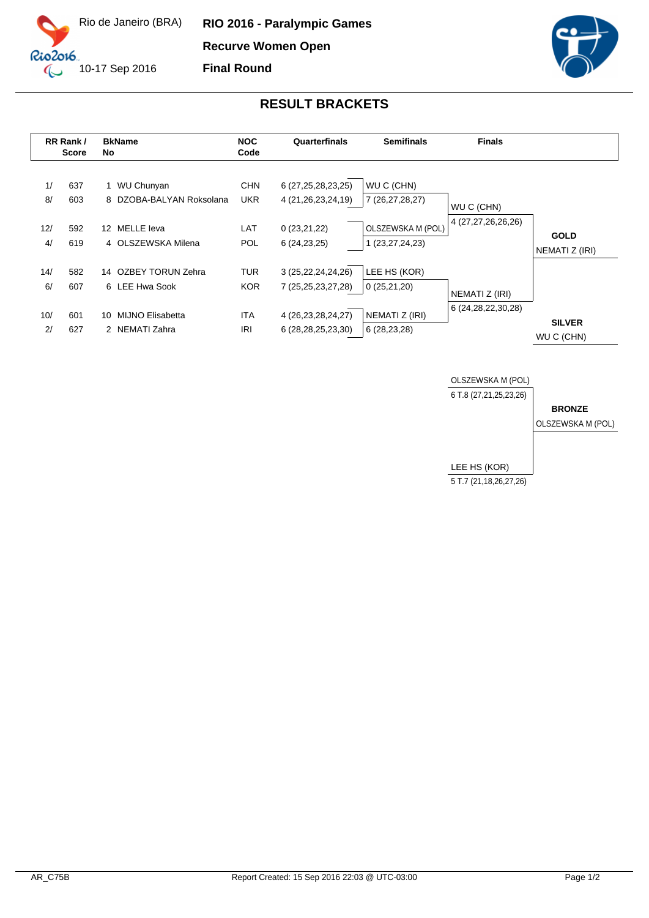Rio de Janeiro (BRA)

10-17 Sep 2016

**RIO 2016 - Paralympic Games**

**Recurve Women Open**

**Final Round**

## RESULT BRACKETS

| RR Rank / | Score | BkNo | Name | NOC Code | Quarterfinals | Semifinals | Finals | |
|---|---|---|---|---|---|---|---|---|
| 1/ | 637 | 1 | WU Chunyan | CHN | 6 (27,25,28,23,25) | WU C (CHN) | | |
| 8/ | 603 | 8 | DZOBA-BALYAN Roksolana | UKR | 4 (21,26,23,24,19) | 7 (26,27,28,27) | WU C (CHN) | |
| | | | | | | | 4 (27,27,26,26,26) | |
| 12/ | 592 | 12 | MELLE Ieva | LAT | 0 (23,21,22) | OLSZEWSKA M (POL) | | **GOLD** |
| 4/ | 619 | 4 | OLSZEWSKA Milena | POL | 6 (24,23,25) | 1 (23,27,24,23) | | NEMATI Z (IRI) |
| 14/ | 582 | 14 | OZBEY TORUN Zehra | TUR | 3 (25,22,24,24,26) | LEE HS (KOR) | | |
| 6/ | 607 | 6 | LEE Hwa Sook | KOR | 7 (25,25,23,27,28) | 0 (25,21,20) | NEMATI Z (IRI) | |
| | | | | | | | 6 (24,28,22,30,28) | |
| 10/ | 601 | 10 | MIJNO Elisabetta | ITA | 4 (26,23,28,24,27) | NEMATI Z (IRI) | | **SILVER** |
| 2/ | 627 | 2 | NEMATI Zahra | IRI | 6 (28,28,25,23,30) | 6 (28,23,28) | | WU C (CHN) |

| Bronze Match | | |
|---|---|---|
| OLSZEWSKA M (POL) | 6 T.8 (27,21,25,23,26) | **BRONZE** |
| LEE HS (KOR) | 5 T.7 (21,18,26,27,26) | OLSZEWSKA M (POL) |

AR_C75B

Report Created: 15 Sep 2016 22:03 @ UTC-03:00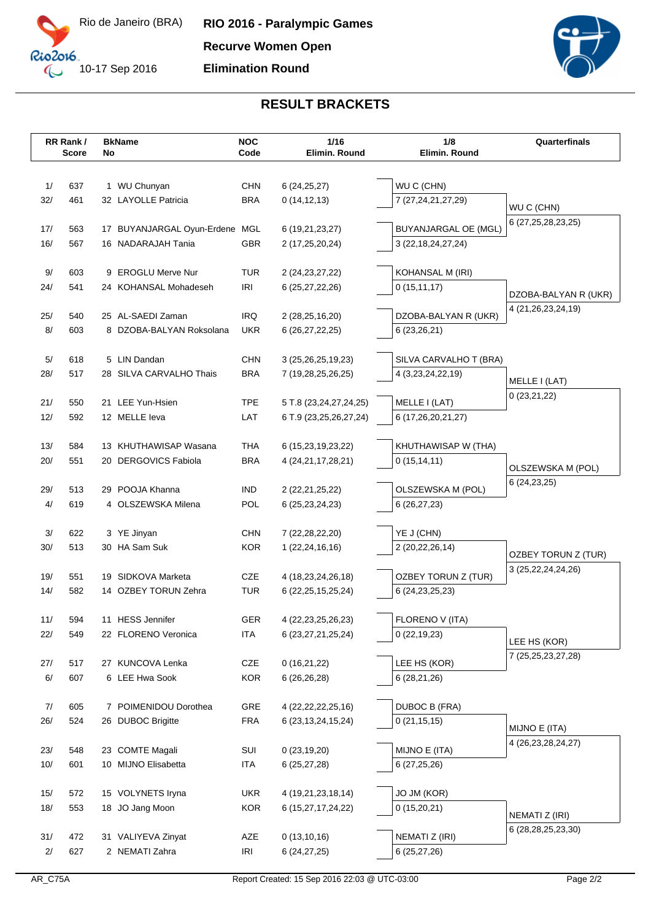Rio de Janeiro (BRA)

10-17 Sep 2016

**RIO 2016 - Paralympic Games**

**Recurve Women Open**

**Elimination Round**

## RESULT BRACKETS

| RR Rank / | Score | BkNo | Name | NOC Code | 1/16 Elimin. Round | 1/8 Elimin. Round | Quarterfinals |
|---|---|---|---|---|---|---|---|
| 1/ | 637 | 1 | WU Chunyan | CHN | 6 (24,25,27) | WU C (CHN) | |
| 32/ | 461 | 32 | LAYOLLE Patricia | BRA | 0 (14,12,13) | 7 (27,24,21,27,29) | WU C (CHN) |
| 17/ | 563 | 17 | BUYANJARGAL Oyun-Erdene | MGL | 6 (19,21,23,27) | BUYANJARGAL OE (MGL) | 6 (27,25,28,23,25) |
| 16/ | 567 | 16 | NADARAJAH Tania | GBR | 2 (17,25,20,24) | 3 (22,18,24,27,24) | |
| 9/ | 603 | 9 | EROGLU Merve Nur | TUR | 2 (24,23,27,22) | KOHANSAL M (IRI) | |
| 24/ | 541 | 24 | KOHANSAL Mohadeseh | IRI | 6 (25,27,22,26) | 0 (15,11,17) | DZOBA-BALYAN R (UKR) |
| 25/ | 540 | 25 | AL-SAEDI Zaman | IRQ | 2 (28,25,16,20) | DZOBA-BALYAN R (UKR) | 4 (21,26,23,24,19) |
| 8/ | 603 | 8 | DZOBA-BALYAN Roksolana | UKR | 6 (26,27,22,25) | 6 (23,26,21) | |
| 5/ | 618 | 5 | LIN Dandan | CHN | 3 (25,26,25,19,23) | SILVA CARVALHO T (BRA) | |
| 28/ | 517 | 28 | SILVA CARVALHO Thais | BRA | 7 (19,28,25,26,25) | 4 (3,23,24,22,19) | MELLE I (LAT) |
| 21/ | 550 | 21 | LEE Yun-Hsien | TPE | 5 T.8 (23,24,27,24,25) | MELLE I (LAT) | 0 (23,21,22) |
| 12/ | 592 | 12 | MELLE Ieva | LAT | 6 T.9 (23,25,26,27,24) | 6 (17,26,20,21,27) | |
| 13/ | 584 | 13 | KHUTHAWISAP Wasana | THA | 6 (15,23,19,23,22) | KHUTHAWISAP W (THA) | |
| 20/ | 551 | 20 | DERGOVICS Fabiola | BRA | 4 (24,21,17,28,21) | 0 (15,14,11) | OLSZEWSKA M (POL) |
| 29/ | 513 | 29 | POOJA Khanna | IND | 2 (22,21,25,22) | OLSZEWSKA M (POL) | 6 (24,23,25) |
| 4/ | 619 | 4 | OLSZEWSKA Milena | POL | 6 (25,23,24,23) | 6 (26,27,23) | |
| 3/ | 622 | 3 | YE Jinyan | CHN | 7 (22,28,22,20) | YE J (CHN) | |
| 30/ | 513 | 30 | HA Sam Suk | KOR | 1 (22,24,16,16) | 2 (20,22,26,14) | OZBEY TORUN Z (TUR) |
| 19/ | 551 | 19 | SIDKOVA Marketa | CZE | 4 (18,23,24,26,18) | OZBEY TORUN Z (TUR) | 3 (25,22,24,24,26) |
| 14/ | 582 | 14 | OZBEY TORUN Zehra | TUR | 6 (22,25,15,25,24) | 6 (24,23,25,23) | |
| 11/ | 594 | 11 | HESS Jennifer | GER | 4 (22,23,25,26,23) | FLORENO V (ITA) | |
| 22/ | 549 | 22 | FLORENO Veronica | ITA | 6 (23,27,21,25,24) | 0 (22,19,23) | LEE HS (KOR) |
| 27/ | 517 | 27 | KUNCOVA Lenka | CZE | 0 (16,21,22) | LEE HS (KOR) | 7 (25,25,23,27,28) |
| 6/ | 607 | 6 | LEE Hwa Sook | KOR | 6 (26,26,28) | 6 (28,21,26) | |
| 7/ | 605 | 7 | POIMENIDOU Dorothea | GRE | 4 (22,22,22,25,16) | DUBOC B (FRA) | |
| 26/ | 524 | 26 | DUBOC Brigitte | FRA | 6 (23,13,24,15,24) | 0 (21,15,15) | MIJNO E (ITA) |
| 23/ | 548 | 23 | COMTE Magali | SUI | 0 (23,19,20) | MIJNO E (ITA) | 4 (26,23,28,24,27) |
| 10/ | 601 | 10 | MIJNO Elisabetta | ITA | 6 (25,27,28) | 6 (27,25,26) | |
| 15/ | 572 | 15 | VOLYNETS Iryna | UKR | 4 (19,21,23,18,14) | JO JM (KOR) | |
| 18/ | 553 | 18 | JO Jang Moon | KOR | 6 (15,27,17,24,22) | 0 (15,20,21) | NEMATI Z (IRI) |
| 31/ | 472 | 31 | VALIYEVA Zinyat | AZE | 0 (13,10,16) | NEMATI Z (IRI) | 6 (28,28,25,23,30) |
| 2/ | 627 | 2 | NEMATI Zahra | IRI | 6 (24,27,25) | 6 (25,27,26) | |

AR_C75A

Report Created: 15 Sep 2016 22:03 @ UTC-03:00